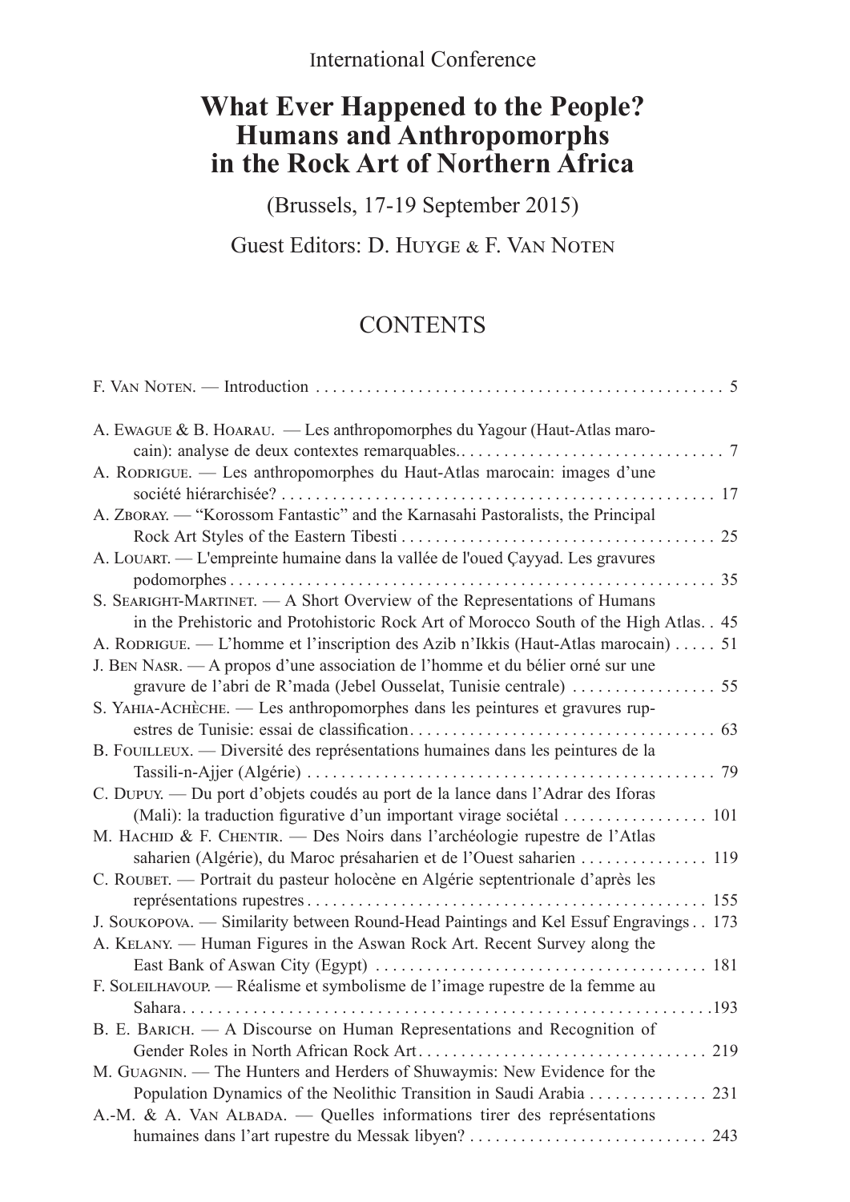International Conference

# What Ever Happened to the People? Humans and Anthropomorphs in the Rock Art of Northern Africa

(Brussels, 17-19 September 2015)

Guest Editors: D. Huyge & F. Van Noten

## CONTENTS

F. Van Noten. — Introduction . . . . . . . . . . 5

A. Ewague & B. Hoarau. — Les anthropomorphes du Yagour (Haut-Atlas marocain): analyse de deux contextes remarquables. . . . . . . . . . . 7

A. Rodrigue. — Les anthropomorphes du Haut-Atlas marocain: images d'une société hiérarchisée? . . . . . . . . . . 17

A. Zboray. — "Korossom Fantastic" and the Karnasahi Pastoralists, the Principal Rock Art Styles of the Eastern Tibesti . . . . . . . . . . 25

A. Louart. — L'empreinte humaine dans la vallée de l'oued Çayyad. Les gravures podomorphes . . . . . . . . . . 35

S. Searight-Martinet. — A Short Overview of the Representations of Humans in the Prehistoric and Protohistoric Rock Art of Morocco South of the High Atlas. . 45

A. Rodrigue. — L'homme et l'inscription des Azib n'Ikkis (Haut-Atlas marocain) . . . . . 51

J. Ben Nasr. — A propos d'une association de l'homme et du bélier orné sur une gravure de l'abri de R'mada (Jebel Ousselat, Tunisie centrale) . . . . . . . . . . 55

S. Yahia-Achèche. — Les anthropomorphes dans les peintures et gravures rupestres de Tunisie: essai de classification. . . . . . . . . . 63

B. Fouilleux. — Diversité des représentations humaines dans les peintures de la Tassili-n-Ajjer (Algérie) . . . . . . . . . . 79

C. Dupuy. — Du port d'objets coudés au port de la lance dans l'Adrar des Iforas (Mali): la traduction figurative d'un important virage sociétal . . . . . . . . . . 101

M. Hachid & F. Chentir. — Des Noirs dans l'archéologie rupestre de l'Atlas saharien (Algérie), du Maroc présaharien et de l'Ouest saharien . . . . . . . . . . 119

C. Roubet. — Portrait du pasteur holocène en Algérie septentrionale d'après les représentations rupestres . . . . . . . . . . 155

J. Soukopova. — Similarity between Round-Head Paintings and Kel Essuf Engravings . . 173

A. Kelany. — Human Figures in the Aswan Rock Art. Recent Survey along the East Bank of Aswan City (Egypt) . . . . . . . . . . 181

F. Soleilhavoup. — Réalisme et symbolisme de l'image rupestre de la femme au Sahara. . . . . . . . . . 193

B. E. Barich. — A Discourse on Human Representations and Recognition of Gender Roles in North African Rock Art . . . . . . . . . . 219

M. Guagnin. — The Hunters and Herders of Shuwaymis: New Evidence for the Population Dynamics of the Neolithic Transition in Saudi Arabia . . . . . . . . . . 231

A.-M. & A. Van Albada. — Quelles informations tirer des représentations humaines dans l'art rupestre du Messak libyen? . . . . . . . . . . 243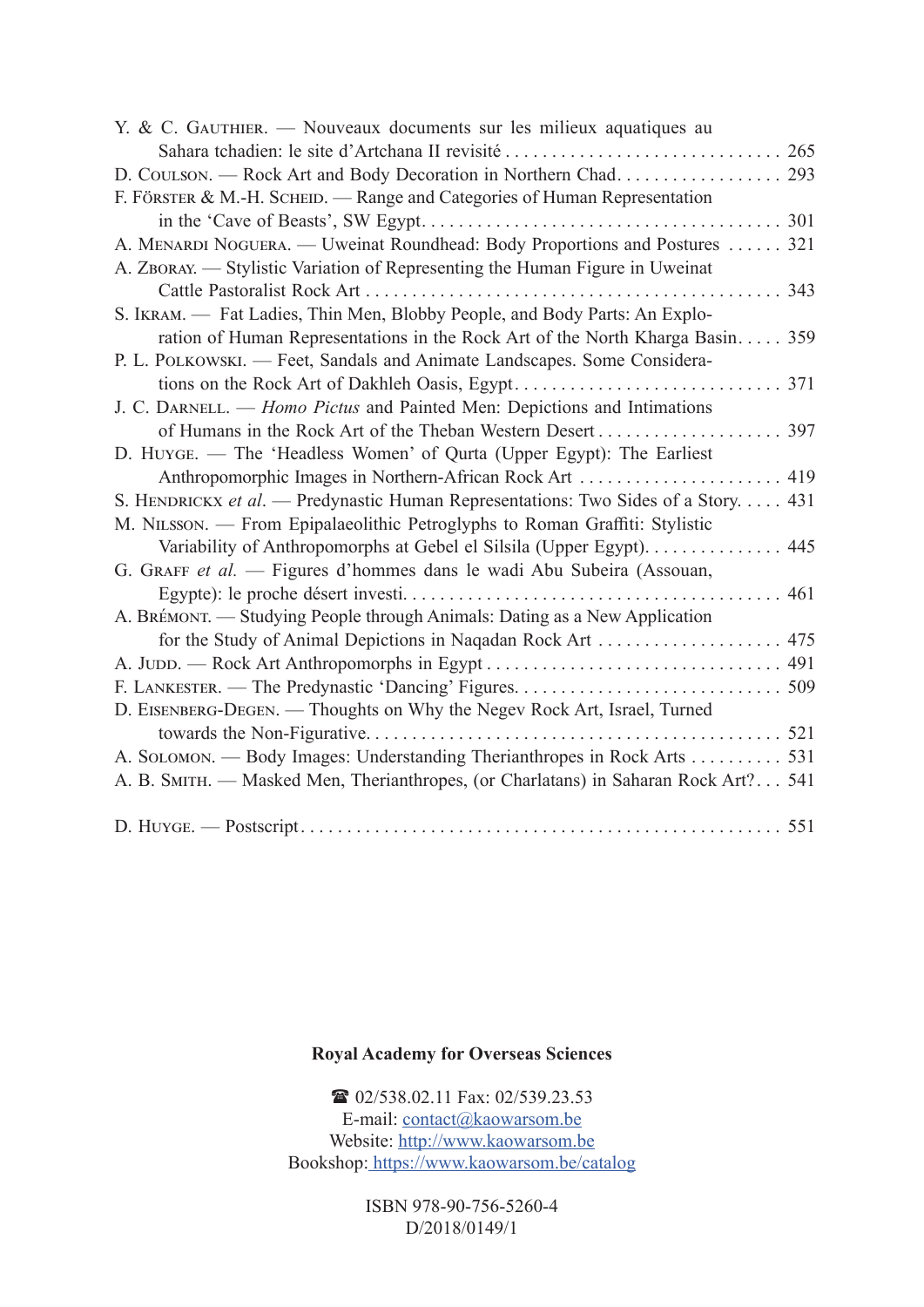Y. & C. Gauthier. — Nouveaux documents sur les milieux aquatiques au Sahara tchadien: le site d'Artchana II revisité . . . . . . . . . . . . . . . . . . . . . . . . . . . . . . 265

D. Coulson. — Rock Art and Body Decoration in Northern Chad. . . . . . . . . . . . . . . . . . 293

F. Förster & M.-H. Scheid. — Range and Categories of Human Representation in the 'Cave of Beasts', SW Egypt. . . . . . . . . . . . . . . . . . . . . . . . . . . . . . . . . . . . . . . 301

A. Menardi Noguera. — Uweinat Roundhead: Body Proportions and Postures . . . . . . 321

A. Zboray. — Stylistic Variation of Representing the Human Figure in Uweinat Cattle Pastoralist Rock Art . . . . . . . . . . . . . . . . . . . . . . . . . . . . . . . . . . . . . . . . . . . . 343

S. Ikram. — Fat Ladies, Thin Men, Blobby People, and Body Parts: An Exploration of Human Representations in the Rock Art of the North Kharga Basin. . . . . 359

P. L. Polkowski. — Feet, Sandals and Animate Landscapes. Some Considerations on the Rock Art of Dakhleh Oasis, Egypt. . . . . . . . . . . . . . . . . . . . . . . . . . . . 371

J. C. Darnell. — *Homo Pictus* and Painted Men: Depictions and Intimations of Humans in the Rock Art of the Theban Western Desert . . . . . . . . . . . . . . . . . . . . 397

D. Huyge. — The 'Headless Women' of Qurta (Upper Egypt): The Earliest Anthropomorphic Images in Northern-African Rock Art . . . . . . . . . . . . . . . . . . . . . . 419

S. Hendrickx *et al*. — Predynastic Human Representations: Two Sides of a Story. . . . . 431

M. Nilsson. — From Epipalaeolithic Petroglyphs to Roman Graffiti: Stylistic Variability of Anthropomorphs at Gebel el Silsila (Upper Egypt). . . . . . . . . . . . . . . 445

G. Graff *et al.* — Figures d'hommes dans le wadi Abu Subeira (Assouan, Egypte): le proche désert investi. . . . . . . . . . . . . . . . . . . . . . . . . . . . . . . . . . . . . . . . . 461

A. Brémont. — Studying People through Animals: Dating as a New Application for the Study of Animal Depictions in Naqadan Rock Art . . . . . . . . . . . . . . . . . . . . 475

A. Judd. — Rock Art Anthropomorphs in Egypt . . . . . . . . . . . . . . . . . . . . . . . . . . . . . . . 491

F. Lankester. — The Predynastic 'Dancing' Figures. . . . . . . . . . . . . . . . . . . . . . . . . . . . . 509

D. Eisenberg-Degen. — Thoughts on Why the Negev Rock Art, Israel, Turned towards the Non-Figurative. . . . . . . . . . . . . . . . . . . . . . . . . . . . . . . . . . . . . . . . . . . . . 521

A. Solomon. — Body Images: Understanding Therianthropes in Rock Arts . . . . . . . . . . 531

A. B. Smith. — Masked Men, Therianthropes, (or Charlatans) in Saharan Rock Art? . . . 541

D. Huyge. — Postscript . . . . . . . . . . . . . . . . . . . . . . . . . . . . . . . . . . . . . . . . . . . . . . . . . 551

**Royal Academy for Overseas Sciences**

☎ 02/538.02.11 Fax: 02/539.23.53
E-mail: contact@kaowarsom.be
Website: http://www.kaowarsom.be
Bookshop: https://www.kaowarsom.be/catalog

ISBN 978-90-756-5260-4
D/2018/0149/1